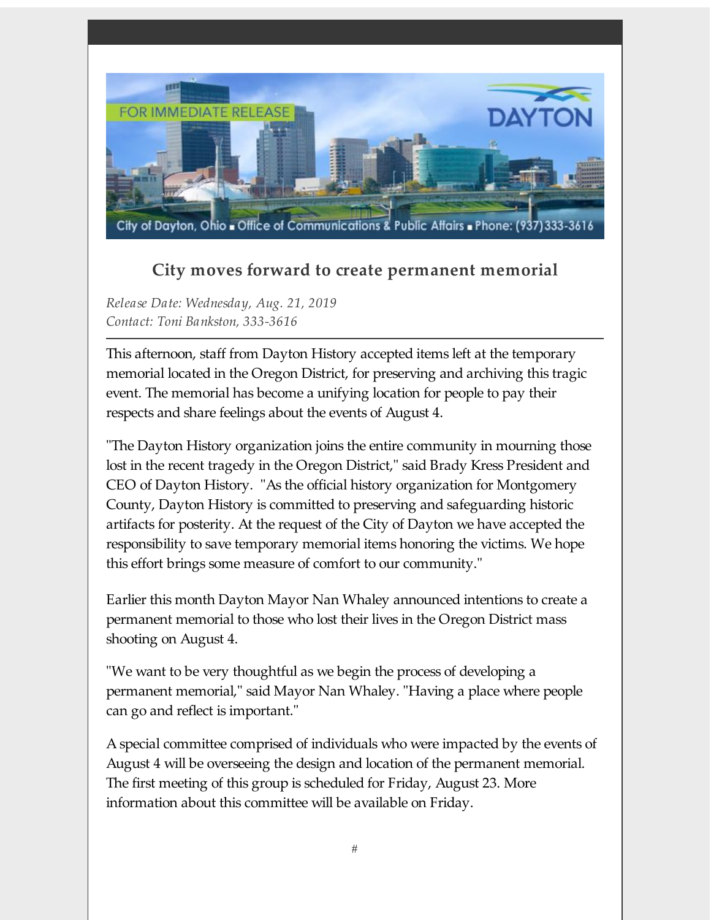FOR IMMEDIATE RELEASE

DAYTON

City of Dayton, Ohio ■ Office of Communications & Public Affairs ■ Phone: (937)333-3616

## City moves forward to create permanent memorial

*Release Date: Wednesday, Aug. 21, 2019*
*Contact: Toni Bankston, 333-3616*

---

This afternoon, staff from Dayton History accepted items left at the temporary memorial located in the Oregon District, for preserving and archiving this tragic event. The memorial has become a unifying location for people to pay their respects and share feelings about the events of August 4.

"The Dayton History organization joins the entire community in mourning those lost in the recent tragedy in the Oregon District," said Brady Kress President and CEO of Dayton History. "As the official history organization for Montgomery County, Dayton History is committed to preserving and safeguarding historic artifacts for posterity. At the request of the City of Dayton we have accepted the responsibility to save temporary memorial items honoring the victims. We hope this effort brings some measure of comfort to our community."

Earlier this month Dayton Mayor Nan Whaley announced intentions to create a permanent memorial to those who lost their lives in the Oregon District mass shooting on August 4.

"We want to be very thoughtful as we begin the process of developing a permanent memorial," said Mayor Nan Whaley. "Having a place where people can go and reflect is important."

A special committee comprised of individuals who were impacted by the events of August 4 will be overseeing the design and location of the permanent memorial. The first meeting of this group is scheduled for Friday, August 23. More information about this committee will be available on Friday.

#